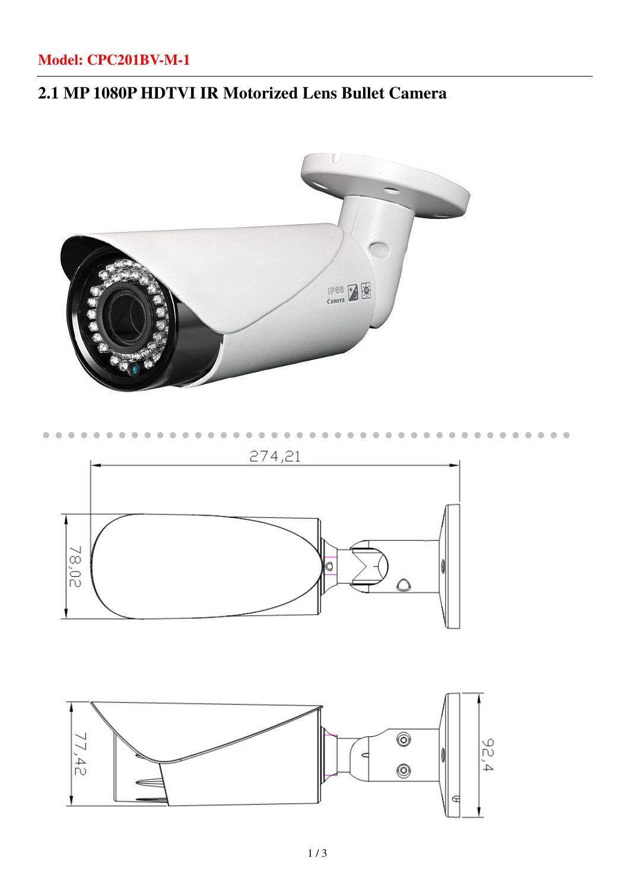**Model: CPC201BV-M-1**

# 2.1 MP 1080P HDTVI IR Motorized Lens Bullet Camera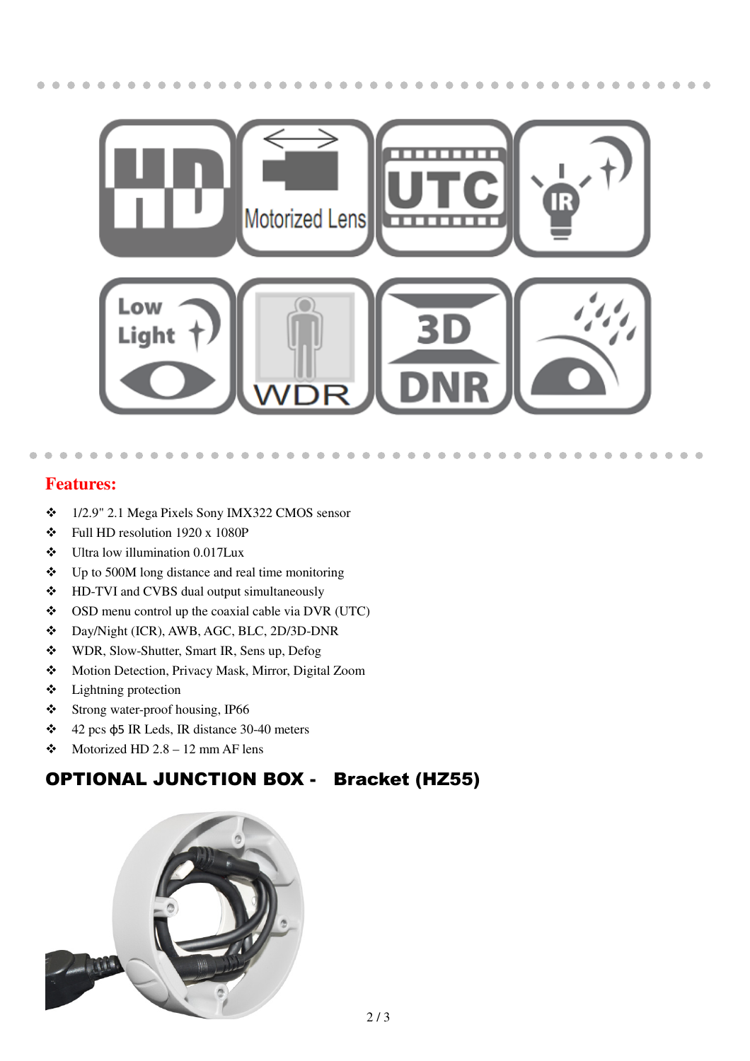**Features:**

- 1/2.9" 2.1 Mega Pixels Sony IMX322 CMOS sensor
- Full HD resolution 1920 x 1080P
- Ultra low illumination 0.017Lux
- Up to 500M long distance and real time monitoring
- HD-TVI and CVBS dual output simultaneously
- OSD menu control up the coaxial cable via DVR (UTC)
- Day/Night (ICR), AWB, AGC, BLC, 2D/3D-DNR
- WDR, Slow-Shutter, Smart IR, Sens up, Defog
- Motion Detection, Privacy Mask, Mirror, Digital Zoom
- Lightning protection
- Strong water-proof housing, IP66
- 42 pcs ϕ5 IR Leds, IR distance 30-40 meters
- Motorized HD 2.8 – 12 mm AF lens

## OPTIONAL JUNCTION BOX - Bracket (HZ55)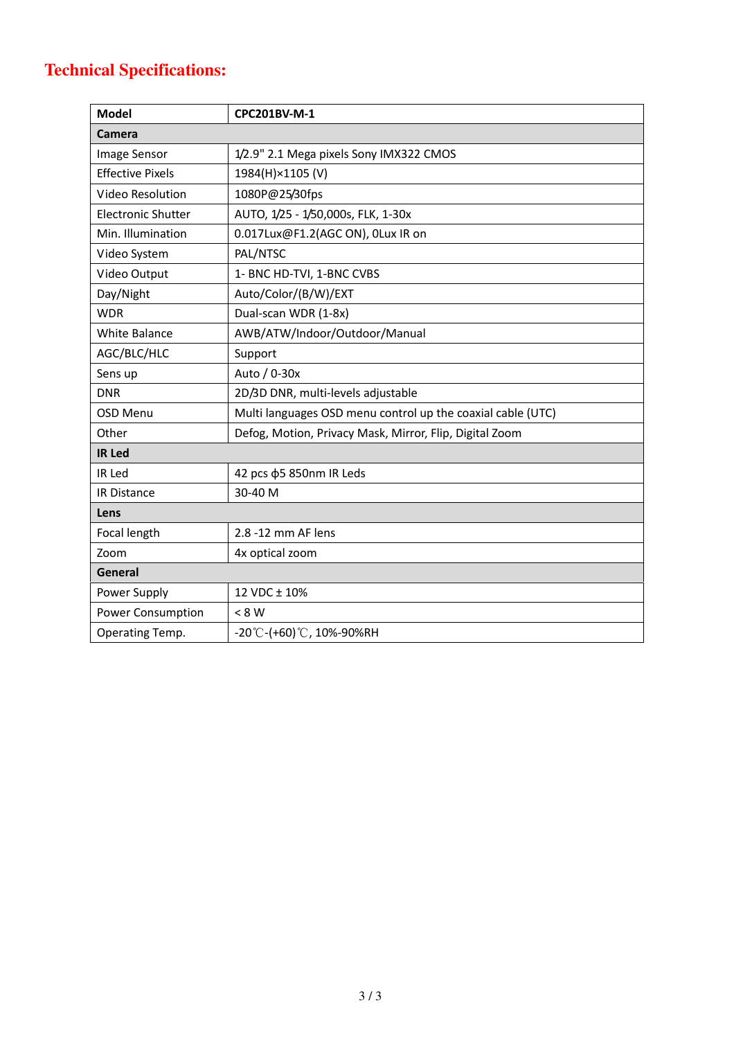# Technical Specifications:

| Model | CPC201BV-M-1 |
|---|---|
| **Camera** | |
| Image Sensor | 1/2.9" 2.1 Mega pixels Sony IMX322 CMOS |
| Effective Pixels | 1984(H)×1105 (V) |
| Video Resolution | 1080P@25/30fps |
| Electronic Shutter | AUTO, 1/25 - 1/50,000s, FLK, 1-30x |
| Min. Illumination | 0.017Lux@F1.2(AGC ON), 0Lux IR on |
| Video System | PAL/NTSC |
| Video Output | 1- BNC HD-TVI, 1-BNC CVBS |
| Day/Night | Auto/Color/(B/W)/EXT |
| WDR | Dual-scan WDR (1-8x) |
| White Balance | AWB/ATW/Indoor/Outdoor/Manual |
| AGC/BLC/HLC | Support |
| Sens up | Auto / 0-30x |
| DNR | 2D/3D DNR, multi-levels adjustable |
| OSD Menu | Multi languages OSD menu control up the coaxial cable (UTC) |
| Other | Defog, Motion, Privacy Mask, Mirror, Flip, Digital Zoom |
| **IR Led** | |
| IR Led | 42 pcs ϕ5 850nm IR Leds |
| IR Distance | 30-40 M |
| **Lens** | |
| Focal length | 2.8 -12 mm AF lens |
| Zoom | 4x optical zoom |
| **General** | |
| Power Supply | 12 VDC ± 10% |
| Power Consumption | < 8 W |
| Operating Temp. | -20℃-(+60)℃, 10%-90%RH |